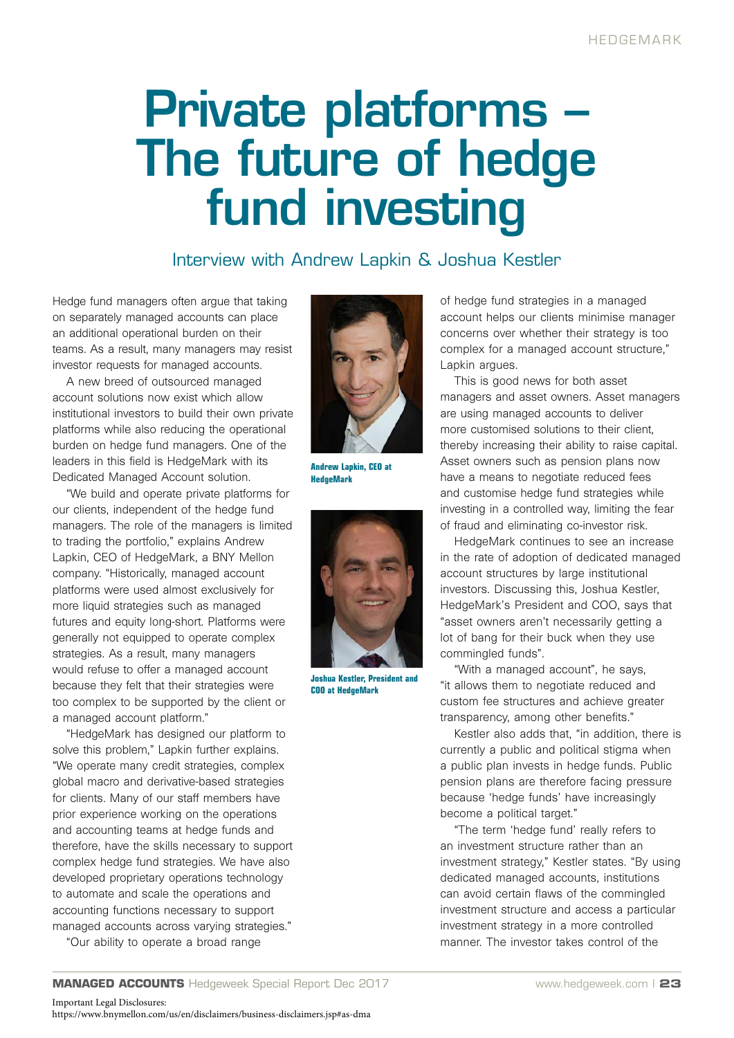# Private platforms – The future of hedge fund investing

## Interview with Andrew Lapkin & Joshua Kestler

Hedge fund managers often argue that taking on separately managed accounts can place an additional operational burden on their teams. As a result, many managers may resist investor requests for managed accounts.

A new breed of outsourced managed account solutions now exist which allow institutional investors to build their own private platforms while also reducing the operational burden on hedge fund managers. One of the leaders in this field is HedgeMark with its Dedicated Managed Account solution.

"We build and operate private platforms for our clients, independent of the hedge fund managers. The role of the managers is limited to trading the portfolio," explains Andrew Lapkin, CEO of HedgeMark, a BNY Mellon company. "Historically, managed account platforms were used almost exclusively for more liquid strategies such as managed futures and equity long-short. Platforms were generally not equipped to operate complex strategies. As a result, many managers would refuse to offer a managed account because they felt that their strategies were too complex to be supported by the client or a managed account platform."

"HedgeMark has designed our platform to solve this problem," Lapkin further explains. "We operate many credit strategies, complex global macro and derivative-based strategies for clients. Many of our staff members have prior experience working on the operations and accounting teams at hedge funds and therefore, have the skills necessary to support complex hedge fund strategies. We have also developed proprietary operations technology to automate and scale the operations and accounting functions necessary to support managed accounts across varying strategies."

"Our ability to operate a broad range of hedge fund strategies in a managed account helps our clients minimise manager concerns over whether their strategy is too complex for a managed account structure," Lapkin argues.

**Andrew Lapkin, CEO at HedgeMark**

**Joshua Kestler, President and COO at HedgeMark**

This is good news for both asset managers and asset owners. Asset managers are using managed accounts to deliver more customised solutions to their client, thereby increasing their ability to raise capital. Asset owners such as pension plans now have a means to negotiate reduced fees and customise hedge fund strategies while investing in a controlled way, limiting the fear of fraud and eliminating co-investor risk.

HedgeMark continues to see an increase in the rate of adoption of dedicated managed account structures by large institutional investors. Discussing this, Joshua Kestler, HedgeMark's President and COO, says that "asset owners aren't necessarily getting a lot of bang for their buck when they use commingled funds".

"With a managed account", he says, "it allows them to negotiate reduced and custom fee structures and achieve greater transparency, among other benefits."

Kestler also adds that, "in addition, there is currently a public and political stigma when a public plan invests in hedge funds. Public pension plans are therefore facing pressure because 'hedge funds' have increasingly become a political target."

"The term 'hedge fund' really refers to an investment structure rather than an investment strategy," Kestler states. "By using dedicated managed accounts, institutions can avoid certain flaws of the commingled investment structure and access a particular investment strategy in a more controlled manner. The investor takes control of the

Important Legal Disclosures:
https://www.bnymellon.com/us/en/disclaimers/business-disclaimers.jsp#as-dma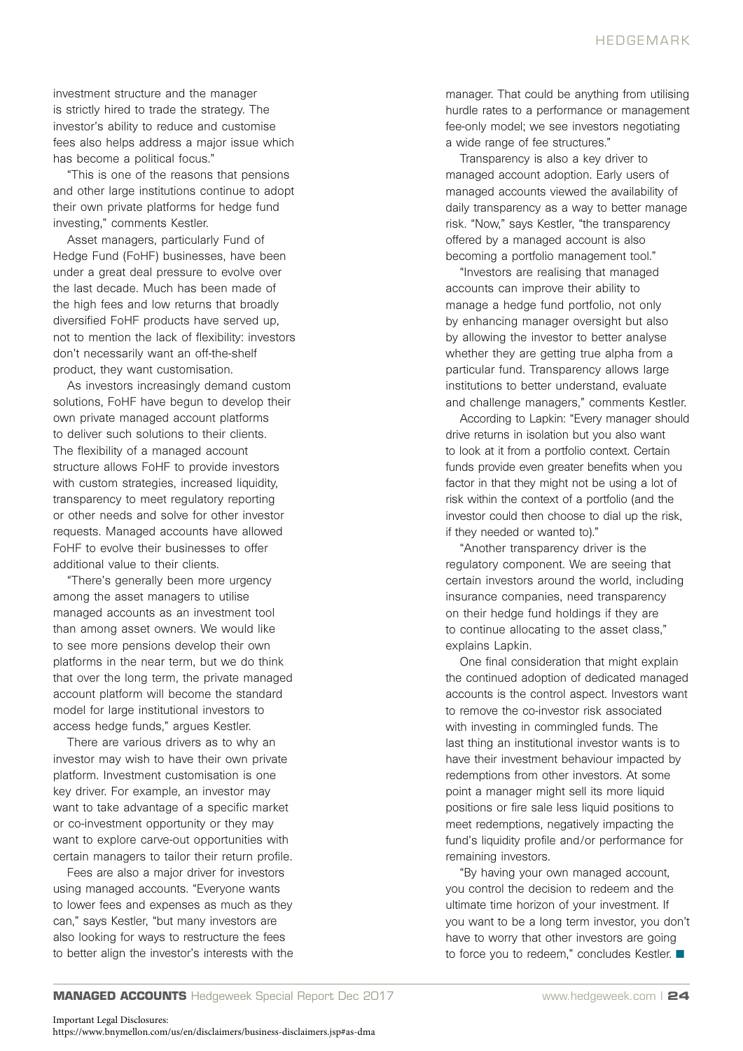investment structure and the manager is strictly hired to trade the strategy. The investor's ability to reduce and customise fees also helps address a major issue which has become a political focus."

"This is one of the reasons that pensions and other large institutions continue to adopt their own private platforms for hedge fund investing," comments Kestler.

Asset managers, particularly Fund of Hedge Fund (FoHF) businesses, have been under a great deal pressure to evolve over the last decade. Much has been made of the high fees and low returns that broadly diversified FoHF products have served up, not to mention the lack of flexibility: investors don't necessarily want an off-the-shelf product, they want customisation.

As investors increasingly demand custom solutions, FoHF have begun to develop their own private managed account platforms to deliver such solutions to their clients. The flexibility of a managed account structure allows FoHF to provide investors with custom strategies, increased liquidity, transparency to meet regulatory reporting or other needs and solve for other investor requests. Managed accounts have allowed FoHF to evolve their businesses to offer additional value to their clients.

"There's generally been more urgency among the asset managers to utilise managed accounts as an investment tool than among asset owners. We would like to see more pensions develop their own platforms in the near term, but we do think that over the long term, the private managed account platform will become the standard model for large institutional investors to access hedge funds," argues Kestler.

There are various drivers as to why an investor may wish to have their own private platform. Investment customisation is one key driver. For example, an investor may want to take advantage of a specific market or co-investment opportunity or they may want to explore carve-out opportunities with certain managers to tailor their return profile.

Fees are also a major driver for investors using managed accounts. "Everyone wants to lower fees and expenses as much as they can," says Kestler, "but many investors are also looking for ways to restructure the fees to better align the investor's interests with the manager. That could be anything from utilising hurdle rates to a performance or management fee-only model; we see investors negotiating a wide range of fee structures."

Transparency is also a key driver to managed account adoption. Early users of managed accounts viewed the availability of daily transparency as a way to better manage risk. "Now," says Kestler, "the transparency offered by a managed account is also becoming a portfolio management tool."

"Investors are realising that managed accounts can improve their ability to manage a hedge fund portfolio, not only by enhancing manager oversight but also by allowing the investor to better analyse whether they are getting true alpha from a particular fund. Transparency allows large institutions to better understand, evaluate and challenge managers," comments Kestler.

According to Lapkin: "Every manager should drive returns in isolation but you also want to look at it from a portfolio context. Certain funds provide even greater benefits when you factor in that they might not be using a lot of risk within the context of a portfolio (and the investor could then choose to dial up the risk, if they needed or wanted to)."

"Another transparency driver is the regulatory component. We are seeing that certain investors around the world, including insurance companies, need transparency on their hedge fund holdings if they are to continue allocating to the asset class," explains Lapkin.

One final consideration that might explain the continued adoption of dedicated managed accounts is the control aspect. Investors want to remove the co-investor risk associated with investing in commingled funds. The last thing an institutional investor wants is to have their investment behaviour impacted by redemptions from other investors. At some point a manager might sell its more liquid positions or fire sale less liquid positions to meet redemptions, negatively impacting the fund's liquidity profile and/or performance for remaining investors.

"By having your own managed account, you control the decision to redeem and the ultimate time horizon of your investment. If you want to be a long term investor, you don't have to worry that other investors are going to force you to redeem," concludes Kestler. ■

Important Legal Disclosures:
https://www.bnymellon.com/us/en/disclaimers/business-disclaimers.jsp#as-dma